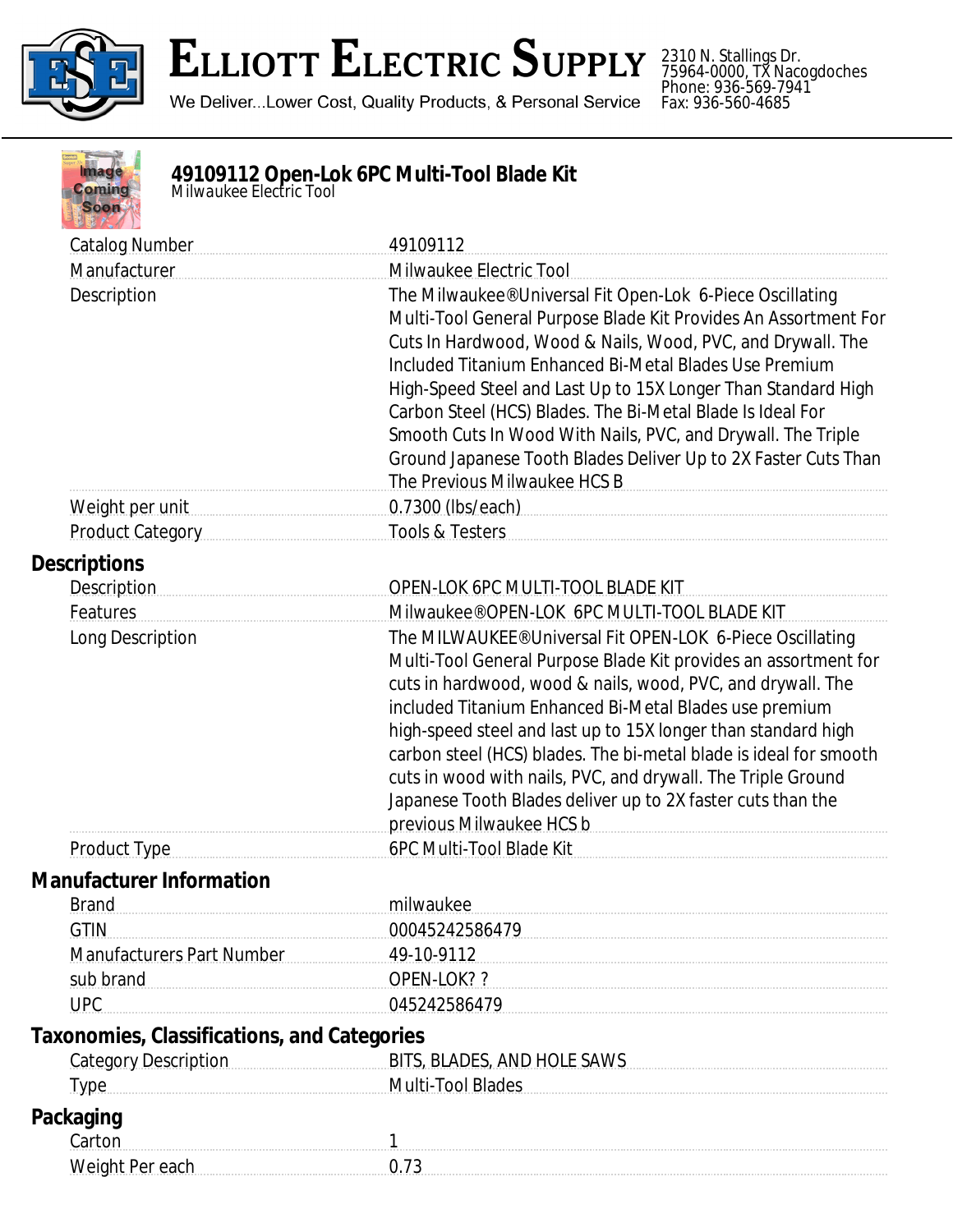# Elliott Electric Supply

We Deliver...Lower Cost, Quality Products, & Personal Service

2310 N. Stallings Dr.
75964-0000, TX Nacogdoches
Phone: 936-569-7941
Fax: 936-560-4685

## 49109112 Open-Lok 6PC Multi-Tool Blade Kit

Milwaukee Electric Tool

| | |
|---|---|
| Catalog Number | 49109112 |
| Manufacturer | Milwaukee Electric Tool |
| Description | The Milwaukee®Universal Fit Open-Lok 6-Piece Oscillating Multi-Tool General Purpose Blade Kit Provides An Assortment For Cuts In Hardwood, Wood & Nails, Wood, PVC, and Drywall. The Included Titanium Enhanced Bi-Metal Blades Use Premium High-Speed Steel and Last Up to 15X Longer Than Standard High Carbon Steel (HCS) Blades. The Bi-Metal Blade Is Ideal For Smooth Cuts In Wood With Nails, PVC, and Drywall. The Triple Ground Japanese Tooth Blades Deliver Up to 2X Faster Cuts Than The Previous Milwaukee HCS B |
| Weight per unit | 0.7300 (lbs/each) |
| Product Category | Tools & Testers |

### Descriptions

| | |
|---|---|
| Description | OPEN-LOK 6PC MULTI-TOOL BLADE KIT |
| Features | Milwaukee®OPEN-LOK 6PC MULTI-TOOL BLADE KIT |
| Long Description | The MILWAUKEE®Universal Fit OPEN-LOK 6-Piece Oscillating Multi-Tool General Purpose Blade Kit provides an assortment for cuts in hardwood, wood & nails, wood, PVC, and drywall. The included Titanium Enhanced Bi-Metal Blades use premium high-speed steel and last up to 15X longer than standard high carbon steel (HCS) blades. The bi-metal blade is ideal for smooth cuts in wood with nails, PVC, and drywall. The Triple Ground Japanese Tooth Blades deliver up to 2X faster cuts than the previous Milwaukee HCS b |
| Product Type | 6PC Multi-Tool Blade Kit |

### Manufacturer Information

| | |
|---|---|
| Brand | milwaukee |
| GTIN | 00045242586479 |
| Manufacturers Part Number | 49-10-9112 |
| sub brand | OPEN-LOK? ? |
| UPC | 045242586479 |

### Taxonomies, Classifications, and Categories

| | |
|---|---|
| Category Description | BITS, BLADES, AND HOLE SAWS |
| Type | Multi-Tool Blades |

### Packaging

| | |
|---|---|
| Carton | 1 |
| Weight Per each | 0.73 |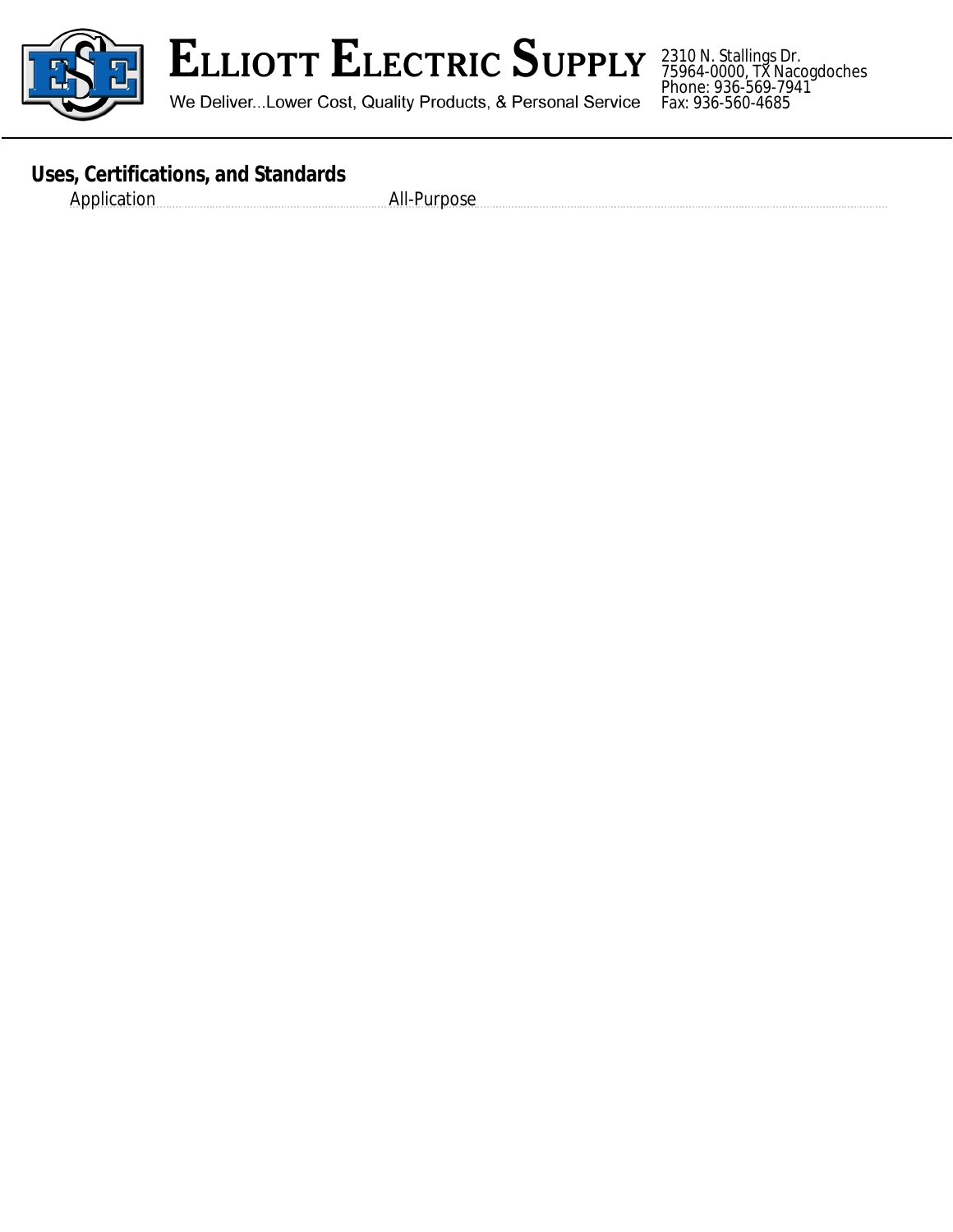## Uses, Certifications, and Standards

| | |
|---|---|
| Application | All-Purpose |